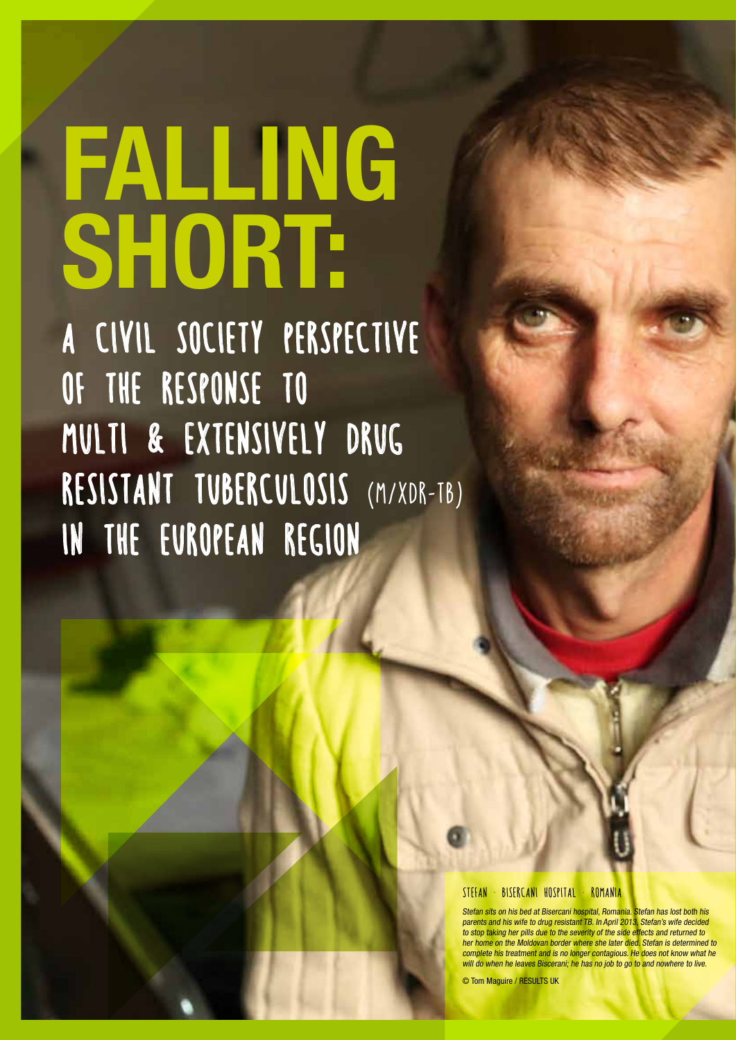# FALLING SHORT:

## A CIVIL SOCIETY PERSPECTIVE OF THE RESPONSE TO MULTI & EXTENSIVELY DRUG RESISTANT TUBERCULOSIS (M/XDR-TB) IN THE EUROPEAN REGION

STEFAN · BISERCANI HOSPITAL · ROMANIA

*Stefan sits on his bed at Bisercani hospital, Romania. Stefan has lost both his parents and his wife to drug resistant TB. In April 2013, Stefan's wife decided to stop taking her pills due to the severity of the side effects and returned to her home on the Moldovan border where she later died. Stefan is determined to complete his treatment and is no longer contagious. He does not know what he will do when he leaves Bisceranі; he has no job to go to and nowhere to live.*

© Tom Maguire / RESULTS UK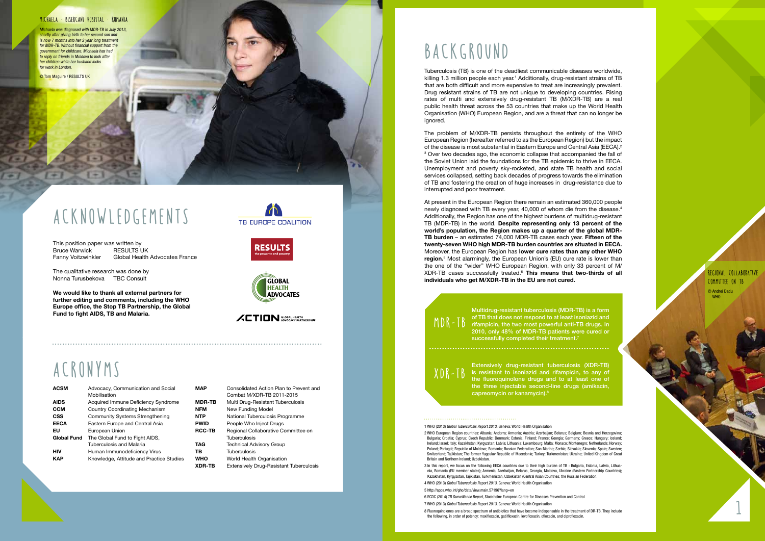MICHAELA · BISERCANI HOSPITAL · ROMANIA

*Michaela was diagnosed with MDR-TB in July 2013, shortly after giving birth to her second son and is now 7 months into her 2 year long treatment for MDR-TB. Without financial support from the government for childcare, Michaela has had to reply on friends in Moldova to look after her children while her husband looks for work in London.*

© Tom Maguire / RESULTS UK

# ACKNOWLEDGEMENTS

This position paper was written by
Bruce Warwick — RESULTS UK
Fanny Voitzwinkler — Global Health Advocates France

The qualitative research was done by
Nonna Turusbekova — TBC Consult

**We would like to thank all external partners for further editing and comments, including the WHO Europe office, the Stop TB Partnership, the Global Fund to fight AIDS, TB and Malaria.**

# ACRONYMS

| | |
|---|---|
| **ACSM** | Advocacy, Communication and Social Mobilisation |
| **AIDS** | Acquired Immune Deficiency Syndrome |
| **CCM** | Country Coordinating Mechanism |
| **CSS** | Community Systems Strengthening |
| **EECA** | Eastern Europe and Central Asia |
| **EU** | European Union |
| **Global Fund** | The Global Fund to Fight AIDS, Tuberculosis and Malaria |
| **HIV** | Human Immunodeficiency Virus |
| **KAP** | Knowledge, Attitude and Practice Studies |
| **MAP** | Consolidated Action Plan to Prevent and Combat M/XDR-TB 2011-2015 |
| **MDR-TB** | Multi Drug-Resistant Tuberculosis |
| **NFM** | New Funding Model |
| **NTP** | National Tuberculosis Programme |
| **PWID** | People Who Inject Drugs |
| **RCC-TB** | Regional Collaborative Committee on Tuberculosis |
| **TAG** | Technical Advisory Group |
| **TB** | Tuberculosis |
| **WHO** | World Health Organisation |
| **XDR-TB** | Extensively Drug-Resistant Tuberculosis |

# BACKGROUND

Tuberculosis (TB) is one of the deadliest communicable diseases worldwide, killing 1.3 million people each year.[1] Additionally, drug-resistant strains of TB that are both difficult and more expensive to treat are increasingly prevalent. Drug resistant strains of TB are not unique to developing countries. Rising rates of multi and extensively drug-resistant TB (M/XDR-TB) are a real public health threat across the 53 countries that make up the World Health Organisation (WHO) European Region, and are a threat that can no longer be ignored.

The problem of M/XDR-TB persists throughout the entirety of the WHO European Region (hereafter referred to as the European Region) but the impact of the disease is most substantial in Eastern Europe and Central Asia (EECA).[2] [3] Over two decades ago, the economic collapse that accompanied the fall of the Soviet Union laid the foundations for the TB epidemic to thrive in EECA. Unemployment and poverty sky-rocketed, and state TB health and social services collapsed, setting back decades of progress towards the elimination of TB and fostering the creation of huge increases in drug-resistance due to interrupted and poor treatment.

At present in the European Region there remain an estimated 360,000 people newly diagnosed with TB every year, 40,000 of whom die from the disease.[4] Additionally, the Region has one of the highest burdens of multidrug-resistant TB (MDR-TB) in the world. **Despite representing only 13 percent of the world's population, the Region makes up a quarter of the global MDR-TB burden** – an estimated 74,000 MDR-TB cases each year. **Fifteen of the twenty-seven WHO high MDR-TB burden countries are situated in EECA.** Moreover, the European Region has **lower cure rates than any other WHO region.**[5] Most alarmingly, the European Union's (EU) cure rate is lower than the one of the "wider" WHO European Region, with only 33 percent of M/XDR-TB cases successfully treated.[6] **This means that two-thirds of all individuals who get M/XDR-TB in the EU are not cured.**

**MDR-TB** — Multidrug-resistant tuberculosis (MDR-TB) is a form of TB that does not respond to at least isoniazid and rifampicin, the two most powerful anti-TB drugs. In 2010, only 48% of MDR-TB patients were cured or successfully completed their treatment.[7]

**XDR-TB** — Extensively drug-resistant tuberculosis (XDR-TB) is resistant to isoniazid and rifampicin, to any of the fluoroquinolone drugs and to at least one of the three injectable second-line drugs (amikacin, capreomycin or kanamycin).[8]

REGIONAL COLLABORATIVE COMMITTEE ON TB
© Andrei Dadu
WHO

1 WHO (2013) *Global Tuberculosis Report 2013*, Geneva: World Health Organisation

2 WHO European Region countries: Albania; Andorra; Armenia; Austria; Azerbaijan; Belarus; Belgium; Bosnia and Herzegovina; Bulgaria; Croatia; Cyprus; Czech Republic; Denmark; Estonia; Finland; France; Georgia; Germany; Greece; Hungary; Iceland; Ireland; Israel; Italy; Kazakhstan; Kyrgyzstan; Latvia; Lithuania; Luxembourg; Malta; Monaco; Montenegro; Netherlands; Norway; Poland; Portugal; Republic of Moldova; Romania; Russian Federation; San Marino; Serbia; Slovakia; Slovenia; Spain; Sweden; Switzerland; Tajikistan; The former Yugoslav Republic of Macedonia; Turkey; Turkmenistan; Ukraine; United Kingdom of Great Britain and Northern Ireland; Uzbekistan.

3 In this report, we focus on the following EECA countries due to their high burden of TB : Bulgaria, Estonia, Latvia, Lithuania, Romania (EU member states); Armenia, Azerbaijan, Belarus, Georgia, Moldova, Ukraine (Eastern Partnership Countries); Kazakhstan, Kyrgyzstan, Tajikistan, Turkmenistan, Uzbekistan (Central Asian Countries); the Russian Federation.

4 WHO (2013) *Global Tuberculosis Report 2013*, Geneva: World Health Organisation

5 http://apps.who.int/gho/data/view.main.57196?lang=en

6 ECDC (2014) *TB Surveillance Report*, Stockholm: European Centre for Diseases Prevention and Control

7 WHO (2013) *Global Tuberculosis Report 2013*, Geneva: World Health Organisation

8 Fluoroquinolones are a broad spectrum of antibiotics that have become indispensable in the treatment of DR-TB. They include the following, in order of potency: moxifloxacin, gatifloxacin, levofloxacin, ofloxacin, and ciprofloxacin.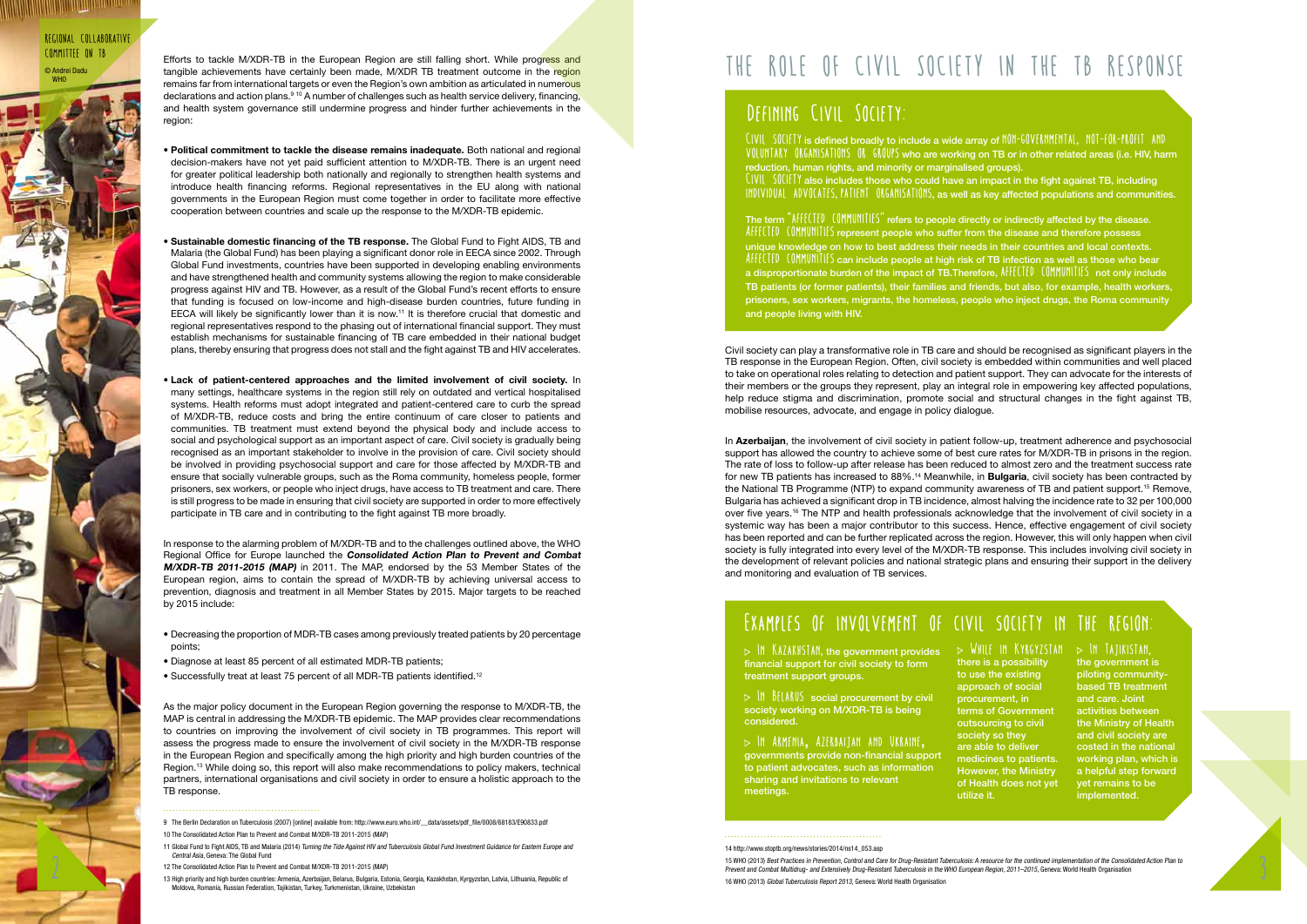Regional Collaborative Committee on TB

© Andrei Dadu WHO

Efforts to tackle M/XDR-TB in the European Region are still falling short. While progress and tangible achievements have certainly been made, M/XDR TB treatment outcome in the region remains far from international targets or even the Region's own ambition as articulated in numerous declarations and action plans.[9 10] A number of challenges such as health service delivery, financing, and health system governance still undermine progress and hinder further achievements in the region:

- **Political commitment to tackle the disease remains inadequate.** Both national and regional decision-makers have not yet paid sufficient attention to M/XDR-TB. There is an urgent need for greater political leadership both nationally and regionally to strengthen health systems and introduce health financing reforms. Regional representatives in the EU along with national governments in the European Region must come together in order to facilitate more effective cooperation between countries and scale up the response to the M/XDR-TB epidemic.

- **Sustainable domestic financing of the TB response.** The Global Fund to Fight AIDS, TB and Malaria (the Global Fund) has been playing a significant donor role in EECA since 2002. Through Global Fund investments, countries have been supported in developing enabling environments and have strengthened health and community systems allowing the region to make considerable progress against HIV and TB. However, as a result of the Global Fund's recent efforts to ensure that funding is focused on low-income and high-disease burden countries, future funding in EECA will likely be significantly lower than it is now.[11] It is therefore crucial that domestic and regional representatives respond to the phasing out of international financial support. They must establish mechanisms for sustainable financing of TB care embedded in their national budget plans, thereby ensuring that progress does not stall and the fight against TB and HIV accelerates.

- **Lack of patient-centered approaches and the limited involvement of civil society.** In many settings, healthcare systems in the region still rely on outdated and vertical hospitalised systems. Health reforms must adopt integrated and patient-centered care to curb the spread of M/XDR-TB, reduce costs and bring the entire continuum of care closer to patients and communities. TB treatment must extend beyond the physical body and include access to social and psychological support as an important aspect of care. Civil society is gradually being recognised as an important stakeholder to involve in the provision of care. Civil society should be involved in providing psychosocial support and care for those affected by M/XDR-TB and ensure that socially vulnerable groups, such as the Roma community, homeless people, former prisoners, sex workers, or people who inject drugs, have access to TB treatment and care. There is still progress to be made in ensuring that civil society are supported in order to more effectively participate in TB care and in contributing to the fight against TB more broadly.

In response to the alarming problem of M/XDR-TB and to the challenges outlined above, the WHO Regional Office for Europe launched the ***Consolidated Action Plan to Prevent and Combat M/XDR-TB 2011-2015 (MAP)*** in 2011. The MAP, endorsed by the 53 Member States of the European region, aims to contain the spread of M/XDR-TB by achieving universal access to prevention, diagnosis and treatment in all Member States by 2015. Major targets to be reached by 2015 include:

- Decreasing the proportion of MDR-TB cases among previously treated patients by 20 percentage points;
- Diagnose at least 85 percent of all estimated MDR-TB patients;
- Successfully treat at least 75 percent of all MDR-TB patients identified.[12]

As the major policy document in the European Region governing the response to M/XDR-TB, the MAP is central in addressing the M/XDR-TB epidemic. The MAP provides clear recommendations to countries on improving the involvement of civil society in TB programmes. This report will assess the progress made to ensure the involvement of civil society in the M/XDR-TB response in the European Region and specifically among the high priority and high burden countries of the Region.[13] While doing so, this report will also make recommendations to policy makers, technical partners, international organisations and civil society in order to ensure a holistic approach to the TB response.

9 The Berlin Declaration on Tuberculosis (2007) [online] available from: http://www.euro.who.int/__data/assets/pdf_file/0008/68183/E90833.pdf

10 The Consolidated Action Plan to Prevent and Combat M/XDR-TB 2011-2015 (MAP)

11 Global Fund to Fight AIDS, TB and Malaria (2014) *Turning the Tide Against HIV and Tuberculosis Global Fund Investment Guidance for Eastern Europe and Central Asia*, Geneva: The Global Fund

12 The Consolidated Action Plan to Prevent and Combat M/XDR-TB 2011-2015 (MAP)

13 High priority and high burden countries: Armenia, Azerbaijan, Belarus, Bulgaria, Estonia, Georgia, Kazakhstan, Kyrgyzstan, Latvia, Republic of Moldova, Romania, Russian Federation, Tajikistan, Turkey, Turkmenistan, Ukraine, Uzbekistan

# The Role of Civil Society in the TB Response

## Defining Civil Society:

CIVIL SOCIETY is defined broadly to include a wide array of NON-GOVERNMENTAL, NOT-FOR-PROFIT AND VOLUNTARY ORGANISATIONS OR GROUPS who are working on TB or in other related areas (i.e. HIV, harm reduction, human rights, and minority or marginalised groups).

CIVIL SOCIETY also includes those who could have an impact in the fight against TB, including INDIVIDUAL ADVOCATES, PATIENT ORGANISATIONS, as well as key affected populations and communities.

The term "AFFECTED COMMUNITIES" refers to people directly or indirectly affected by the disease. AFFECTED COMMUNITIES represent people who suffer from the disease and therefore possess unique knowledge on how to best address their needs in their countries and local contexts. AFFECTED COMMUNITIES can include people at high risk of TB infection as well as those who bear a disproportionate burden of the impact of TB.Therefore, AFFECTED COMMUNITIES not only include TB patients (or former patients), their families and friends, but also, for example, health workers, prisoners, sex workers, migrants, the homeless, people who inject drugs, the Roma community and people living with HIV.

Civil society can play a transformative role in TB care and should be recognised as significant players in the TB response in the European Region. Often, civil society is embedded within communities and well placed to take on operational roles relating to detection and patient support. They can advocate for the interests of their members or the groups they represent, play an integral role in empowering key affected populations, help reduce stigma and discrimination, promote social and structural changes in the fight against TB, mobilise resources, advocate, and engage in policy dialogue.

In **Azerbaijan**, the involvement of civil society in patient follow-up, treatment adherence and psychosocial support has allowed the country to achieve some of best cure rates for M/XDR-TB in prisons in the region. The rate of loss to follow-up after release has been reduced to almost zero and the treatment success rate for new TB patients has increased to 88%.[14] Meanwhile, in **Bulgaria**, civil society has been contracted by the National TB Programme (NTP) to expand community awareness of TB and patient support.[15] Remove, Bulgaria has achieved a significant drop in TB incidence, almost halving the incidence rate to 32 per 100,000 over five years.[16] The NTP and health professionals acknowledge that the involvement of civil society in a systemic way has been a major contributor to this success. Hence, effective engagement of civil society has been reported and can be further replicated across the region. However, this will only happen when civil society is fully integrated into every level of the M/XDR-TB response. This includes involving civil society in the development of relevant policies and national strategic plans and ensuring their support in the delivery and monitoring and evaluation of TB services.

## Examples of Involvement of Civil Society in the Region:

- IN KAZAKHSTAN, the government provides financial support for civil society to form treatment support groups.
- IN BELARUS social procurement by civil society working on M/XDR-TB is being considered.
- IN ARMENIA, AZERBAIJAN AND UKRAINE, governments provide non-financial support to patient advocates, such as information sharing and invitations to relevant meetings.
- WHILE IN KYRGYZSTAN there is a possibility to use the existing approach of social procurement, in terms of Government outsourcing to civil society so they are able to deliver medicines to patients. However, the Ministry of Health does not yet utilize it.
- IN TAJIKISTAN, the government is piloting community-based TB treatment and care. Joint activities between the Ministry of Health and civil society are costed in the national working plan, which is a helpful step forward yet remains to be implemented.

14 http://www.stoptb.org/news/stories/2014/ns14_053.asp

15 WHO (2013) *Best Practices in Prevention, Control and Care for Drug-Resistant Tuberculosis: A resource for the continued implementation of the Consolidated Action Plan to Prevent and Combat Multidrug- and Extensively Drug-Resistant Tuberculosis in the WHO European Region, 2011–2015*, Geneva: World Health Organisation

16 WHO (2013) *Global Tuberculosis Report 2013*, Geneva: World Health Organisation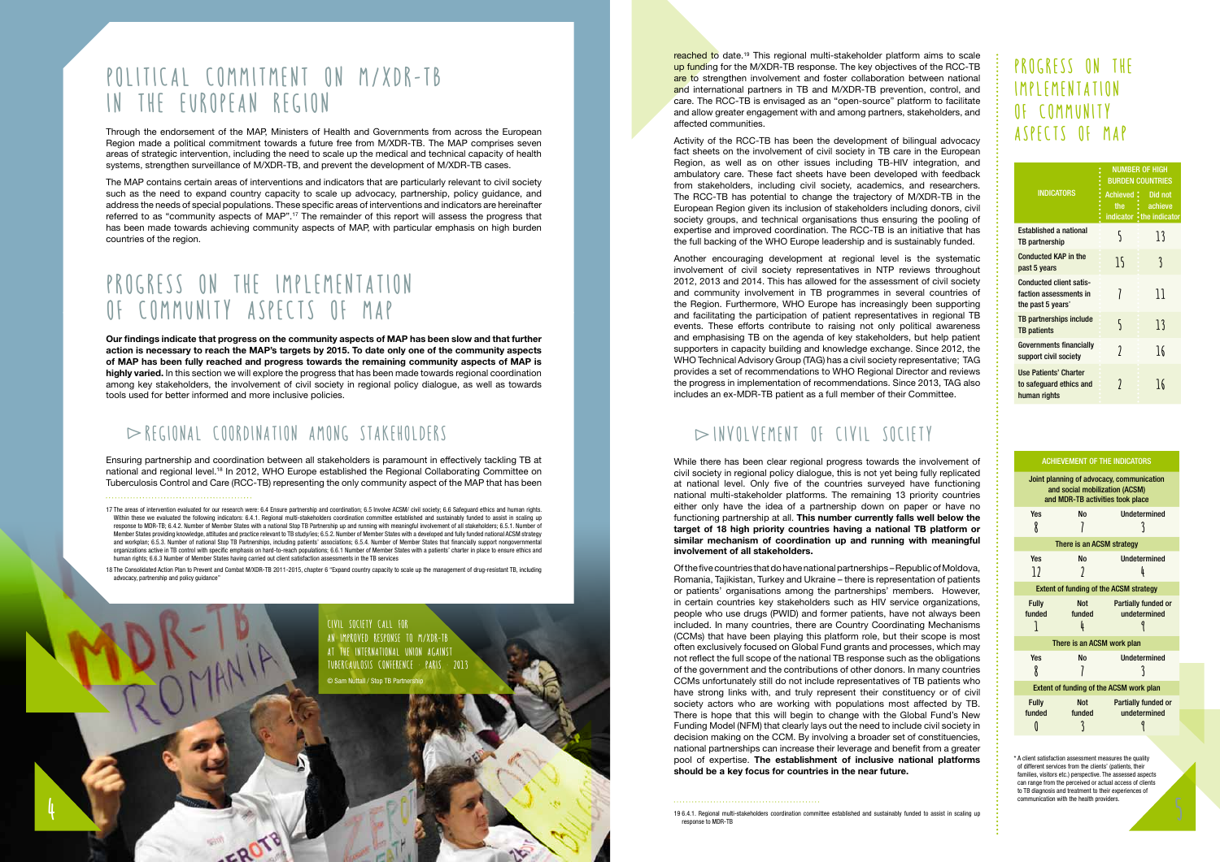# POLITICAL COMMITMENT ON M/XDR-TB IN THE EUROPEAN REGION

Through the endorsement of the MAP, Ministers of Health and Governments from across the European Region made a political commitment towards a future free from M/XDR-TB. The MAP comprises seven areas of strategic intervention, including the need to scale up the medical and technical capacity of health systems, strengthen surveillance of M/XDR-TB, and prevent the development of M/XDR-TB cases.

The MAP contains certain areas of interventions and indicators that are particularly relevant to civil society such as the need to expand country capacity to scale up advocacy, partnership, policy guidance, and address the needs of special populations. These specific areas of interventions and indicators are hereinafter referred to as "community aspects of MAP".[17] The remainder of this report will assess the progress that has been made towards achieving community aspects of MAP, with particular emphasis on high burden countries of the region.

# PROGRESS ON THE IMPLEMENTATION OF COMMUNITY ASPECTS OF MAP

**Our findings indicate that progress on the community aspects of MAP has been slow and that further action is necessary to reach the MAP's targets by 2015. To date only one of the community aspects of MAP has been fully reached and progress towards the remaining community aspects of MAP is highly varied.** In this section we will explore the progress that has been made towards regional coordination among key stakeholders, the involvement of civil society in regional policy dialogue, as well as towards tools used for better informed and more inclusive policies.

## ▷ REGIONAL COORDINATION AMONG STAKEHOLDERS

Ensuring partnership and coordination between all stakeholders is paramount in effectively tackling TB at national and regional level.[18] In 2012, WHO Europe established the Regional Collaborating Committee on Tuberculosis Control and Care (RCC-TB) representing the only community aspect of the MAP that has been reached to date.[19] This regional multi-stakeholder platform aims to scale up funding for the M/XDR-TB response. The key objectives of the RCC-TB are to strengthen involvement and foster collaboration between national and international partners in TB and M/XDR-TB prevention, control, and care. The RCC-TB is envisaged as an "open-source" platform to facilitate and allow greater engagement with and among partners, stakeholders, and affected communities.

Activity of the RCC-TB has been the development of bilingual advocacy fact sheets on the involvement of civil society in TB care in the European Region, as well as on other issues including TB-HIV integration, and ambulatory care. These fact sheets have been developed with feedback from stakeholders, including civil society, academics, and researchers. The RCC-TB has potential to change the trajectory of M/XDR-TB in the European Region given its inclusion of stakeholders including donors, civil society groups, and technical organisations thus ensuring the pooling of expertise and improved coordination. The RCC-TB is an initiative that has the full backing of the WHO Europe leadership and is sustainably funded.

Another encouraging development at regional level is the systematic involvement of civil society representatives in NTP reviews throughout 2012, 2013 and 2014. This has allowed for the assessment of civil society and community involvement in TB programmes in several countries of the Region. Furthermore, WHO Europe has increasingly been supporting and facilitating the participation of patient representatives in regional TB events. These efforts contribute to raising not only political awareness and emphasising TB on the agenda of key stakeholders, but help patient supporters in capacity building and knowledge exchange. Since 2012, the WHO Technical Advisory Group (TAG) has a civil society representative; TAG provides a set of recommendations to WHO Regional Director and reviews the progress in implementation of recommendations. Since 2013, TAG also includes an ex-MDR-TB patient as a full member of their Committee.

## ▷ INVOLVEMENT OF CIVIL SOCIETY

While there has been clear regional progress towards the involvement of civil society in regional policy dialogue, this is not yet being fully replicated at national level. Only five of the countries surveyed have functioning national multi-stakeholder platforms. The remaining 13 priority countries either only have the idea of a partnership down on paper or have no functioning partnership at all. **This number currently falls well below the target of 18 high priority countries having a national TB platform or similar mechanism of coordination up and running with meaningful involvement of all stakeholders.**

Of the five countries that do have national partnerships – Republic of Moldova, Romania, Tajikistan, Turkey and Ukraine – there is representation of patients or patients' organisations among the partnerships' members. However, in certain countries key stakeholders such as HIV service organizations, people who use drugs (PWID) and former patients, have not always been included. In many countries, there are Country Coordinating Mechanisms (CCMs) that have been playing this platform role, but their scope is most often exclusively focused on Global Fund grants and processes, which may not reflect the full scope of the national TB response such as the obligations of the government and the contributions of other donors. In many countries CCMs unfortunately still do not include representatives of TB patients who have strong links with, and truly represent their constituency or of civil society actors who are working with populations most affected by TB. There is hope that this will begin to change with the Global Fund's New Funding Model (NFM) that clearly lays out the need to include civil society in decision making on the CCM. By involving a broader set of constituencies, national partnerships can increase their leverage and benefit from a greater pool of expertise. **The establishment of inclusive national platforms should be a key focus for countries in the near future.**

CIVIL SOCIETY CALL FOR AN IMPROVED RESPONSE TO M/XDR-TB AT THE INTERNATIONAL UNION AGAINST TUBERCULOSIS CONFERENCE PARIS 2013
© Sam Nuttall / Stop TB Partnership

# PROGRESS ON THE IMPLEMENTATION OF COMMUNITY ASPECTS OF MAP

| INDICATORS | NUMBER OF HIGH BURDEN COUNTRIES | |
|---|---|---|
| | Achieved the indicator | Did not achieve the indicator |
| Established a national TB partnership | 5 | 13 |
| Conducted KAP in the past 5 years | 15 | 3 |
| Conducted client satisfaction assessments in the past 5 years* | 7 | 11 |
| TB partnerships include TB patients | 5 | 13 |
| Governments financially support civil society | 2 | 16 |
| Use Patients' Charter to safeguard ethics and human rights | 2 | 16 |

| ACHIEVEMENT OF THE INDICATORS | | |
|---|---|---|
| **Joint planning of advocacy, communication and social mobilization (ACSM) and MDR-TB activities took place** | | |
| Yes | No | Undetermined |
| 8 | 7 | 3 |
| **There is an ACSM strategy** | | |
| Yes | No | Undetermined |
| 12 | 2 | 4 |
| **Extent of funding of the ACSM strategy** | | |
| Fully funded | Not funded | Partially funded or undetermined |
| 1 | 4 | 9 |
| **There is an ACSM work plan** | | |
| Yes | No | Undetermined |
| 8 | 7 | 3 |
| **Extent of funding of the ACSM work plan** | | |
| Fully funded | Not funded | Partially funded or undetermined |
| 0 | 3 | 9 |

* A client satisfaction assessment measures the quality of different services from the clients' (patients, their families, visitors etc.) perspective. The assessed aspects can range from the perceived or actual access of clients to TB diagnosis and treatment to their experiences of communication with the health providers.

---

17 The areas of intervention evaluated for our research were: 6.4 Ensure partnership and coordination; 6.5 Involve ACSM/ civil society; 6.6 Safeguard ethics and human rights. Within these we evaluated the following indicators: 6.4.1. Regional multi-stakeholders coordination committee established and sustainably funded to assist in scaling up response to MDR-TB; 6.4.2. Number of Member States with a national Stop TB Partnership up and running with meaningful involvement of all stakeholders; 6.5.1. Number of Member States providing knowledge, attitudes and practice relevant to TB study/ies; 6.5.2. Number of Member States with a developed and fully funded national ACSM strategy and workplan; 6.5.3. Number of national Stop TB Partnerships, including patients' associations; 6.5.4. Number of Member States that financially support nongovernmental organizations active in TB control with specific emphasis on hard-to-reach populations; 6.6.1 Number of Member States with a patients' charter in place to ensure ethics and human rights; 6.6.3 Number of Member States having carried out client satisfaction assessments in the TB services

18 The Consolidated Action Plan to Prevent and Combat M/XDR-TB 2011-2015, chapter 6 "Expand country capacity to scale up the management of drug-resistant TB, including advocacy, partnership and policy guidance"

19 6.4.1. Regional multi-stakeholders coordination committee established and sustainably funded to assist in scaling up response to MDR-TB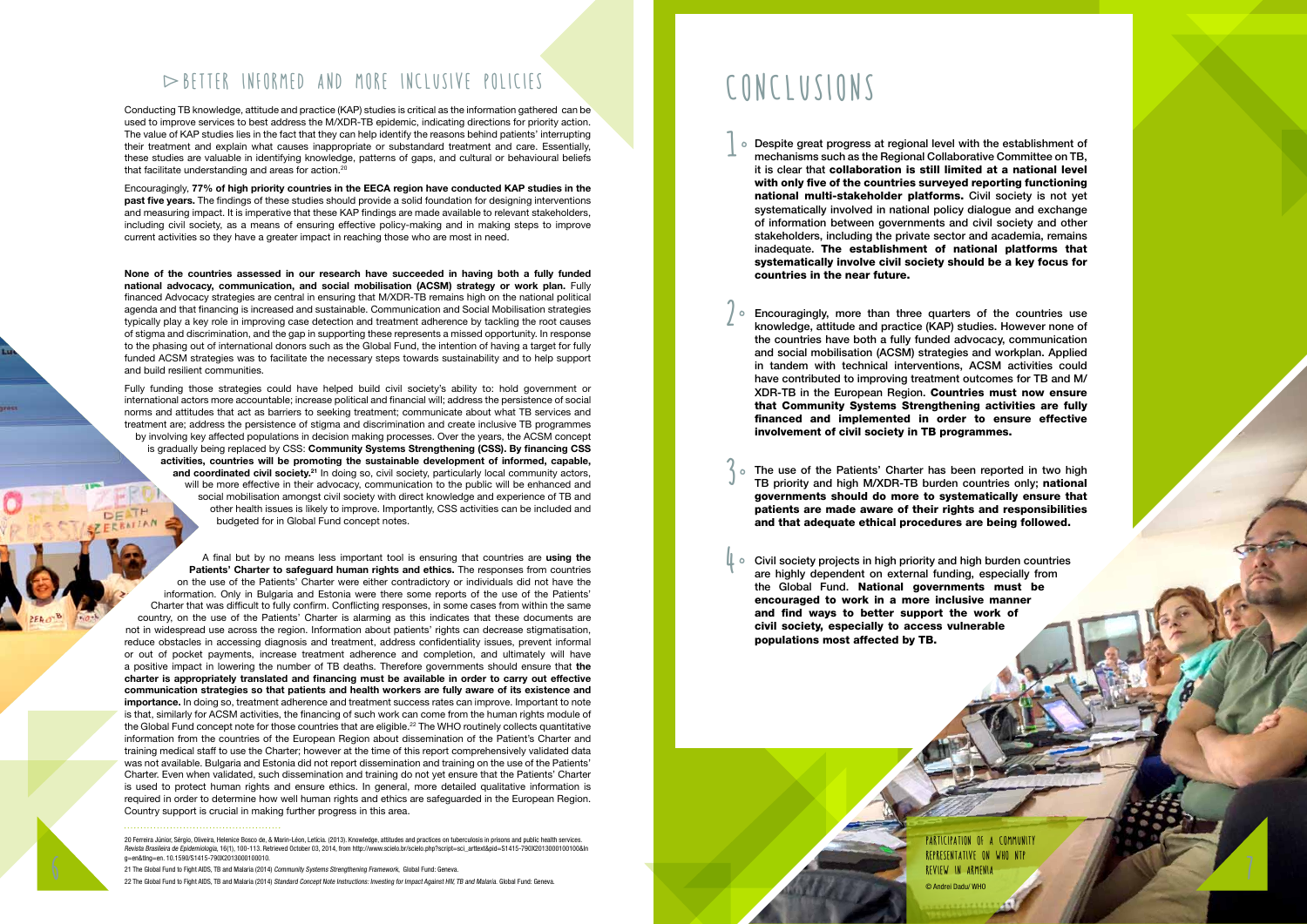## ▷ BETTER INFORMED AND MORE INCLUSIVE POLICIES

Conducting TB knowledge, attitude and practice (KAP) studies is critical as the information gathered can be used to improve services to best address the M/XDR-TB epidemic, indicating directions for priority action. The value of KAP studies lies in the fact that they can help identify the reasons behind patients' interrupting their treatment and explain what causes inappropriate or substandard treatment and care. Essentially, these studies are valuable in identifying knowledge, patterns of gaps, and cultural or behavioural beliefs that facilitate understanding and areas for action.[20]

Encouragingly, **77% of high priority countries in the EECA region have conducted KAP studies in the past five years.** The findings of these studies should provide a solid foundation for designing interventions and measuring impact. It is imperative that these KAP findings are made available to relevant stakeholders, including civil society, as a means of ensuring effective policy-making and in making steps to improve current activities so they have a greater impact in reaching those who are most in need.

**None of the countries assessed in our research have succeeded in having both a fully funded national advocacy, communication, and social mobilisation (ACSM) strategy or work plan.** Fully financed Advocacy strategies are central in ensuring that M/XDR-TB remains high on the national political agenda and that financing is increased and sustainable. Communication and Social Mobilisation strategies typically play a key role in improving case detection and treatment adherence by tackling the root causes of stigma and discrimination, and the gap in supporting these represents a missed opportunity. In response to the phasing out of international donors such as the Global Fund, the intention of having a target for fully funded ACSM strategies was to facilitate the necessary steps towards sustainability and to help support and build resilient communities.

Fully funding those strategies could have helped build civil society's ability to: hold government or international actors more accountable; increase political and financial will; address the persistence of social norms and attitudes that act as barriers to seeking treatment; communicate about what TB services and treatment are; address the persistence of stigma and discrimination and create inclusive TB programmes by involving key affected populations in decision making processes. Over the years, the ACSM concept is gradually being replaced by CSS: **Community Systems Strengthening (CSS). By financing CSS activities, countries will be promoting the sustainable development of informed, capable, and coordinated civil society.**[21] In doing so, civil society, particularly local community actors, will be more effective in their advocacy, communication to the public will be enhanced and social mobilisation amongst civil society with direct knowledge and experience of TB and other health issues is likely to improve. Importantly, CSS activities can be included and budgeted for in Global Fund concept notes.

A final but by no means less important tool is ensuring that countries are **using the Patients' Charter to safeguard human rights and ethics.** The responses from countries on the use of the Patients' Charter were either contradictory or individuals did not have the information. Only in Bulgaria and Estonia were there some reports of the use of the Patients' Charter that was difficult to fully confirm. Conflicting responses, in some cases from within the same country, on the use of the Patients' Charter is alarming as this indicates that these documents are not in widespread use across the region. Information about patients' rights can decrease stigmatisation, reduce obstacles in accessing diagnosis and treatment, address confidentiality issues, prevent informal or out of pocket payments, increase treatment adherence and completion, and ultimately will have a positive impact in lowering the number of TB deaths. Therefore governments should ensure that **the charter is appropriately translated and financing must be available in order to carry out effective communication strategies so that patients and health workers are fully aware of its existence and importance.** In doing so, treatment adherence and treatment success rates can improve. Important to note is that, similarly for ACSM activities, the financing of such work can come from the human rights module of the Global Fund concept note for those countries that are eligible.[22] The WHO routinely collects quantitative information from the countries of the European Region about dissemination of the Patient's Charter and training medical staff to use the Charter; however at the time of this report comprehensively validated data was not available. Bulgaria and Estonia did not report dissemination and training on the use of the Patients' Charter. Even when validated, such dissemination and training do not yet ensure that the Patients' Charter is used to protect human rights and ensure ethics. In general, more detailed qualitative information is required in order to determine how well human rights and ethics are safeguarded in the European Region. Country support is crucial in making further progress in this area.

20 Ferreira Júnior, Sérgio, Oliveira, Helenice Bosco de, & Marin-Léon, Leticia. (2013). Knowledge, attitudes and practices on tuberculosis in prisons and public health services. *Revista Brasileira de Epidemiologia*, 16(1), 100-113. Retrieved October 03, 2014, from http://www.scielo.br/scielo.php?script=sci_arttext&pid=S1415-790X2013000100100&lng=en&tlng=en. 10.1590/S1415-790X2013000100010.

21 The Global Fund to Fight AIDS, TB and Malaria (2014) *Community Systems Strengthening Framework*, Global Fund: Geneva.

22 The Global Fund to Fight AIDS, TB and Malaria (2014) *Standard Concept Note Instructions: Investing for Impact Against HIV, TB and Malaria*. Global Fund: Geneva.

# CONCLUSIONS

1. Despite great progress at regional level with the establishment of mechanisms such as the Regional Collaborative Committee on TB, it is clear that **collaboration is still limited at a national level with only five of the countries surveyed reporting functioning national multi-stakeholder platforms.** Civil society is not yet systematically involved in national policy dialogue and exchange of information between governments and civil society and other stakeholders, including the private sector and academia, remains inadequate. **The establishment of national platforms that systematically involve civil society should be a key focus for countries in the near future.**

2. Encouragingly, more than three quarters of the countries use knowledge, attitude and practice (KAP) studies. However none of the countries have both a fully funded advocacy, communication and social mobilisation (ACSM) strategies and workplan. Applied in tandem with technical interventions, ACSM activities could have contributed to improving treatment outcomes for TB and M/XDR-TB in the European Region. **Countries must now ensure that Community Systems Strengthening activities are fully financed and implemented in order to ensure effective involvement of civil society in TB programmes.**

3. The use of the Patients' Charter has been reported in two high TB priority and high M/XDR-TB burden countries only; **national governments should do more to systematically ensure that patients are made aware of their rights and responsibilities and that adequate ethical procedures are being followed.**

4. Civil society projects in high priority and high burden countries are highly dependent on external funding, especially from the Global Fund. **National governments must be encouraged to work in a more inclusive manner and find ways to better support the work of civil society, especially to access vulnerable populations most affected by TB.**

PARTICIPATION OF A COMMUNITY REPRESENTATIVE ON WHO NTP REVIEW IN ARMENIA
© Andrei Dadu/ WHO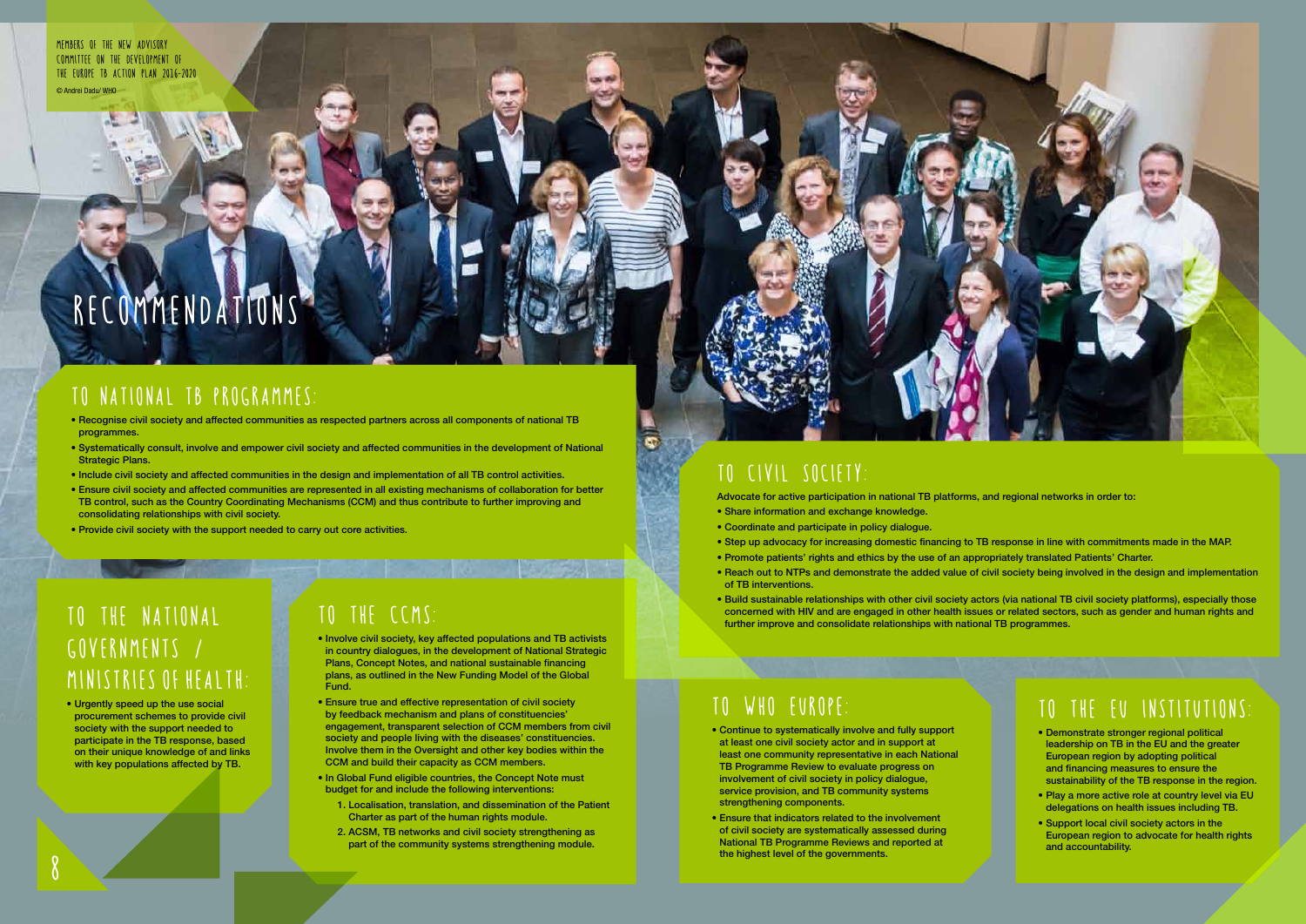Members of the new advisory committee on the development of the Europe TB Action Plan 2016-2020

© Andrei Dadu/ WHO

# RECOMMENDATIONS

## TO NATIONAL TB PROGRAMMES:

- Recognise civil society and affected communities as respected partners across all components of national TB programmes.
- Systematically consult, involve and empower civil society and affected communities in the development of National Strategic Plans.
- Include civil society and affected communities in the design and implementation of all TB control activities.
- Ensure civil society and affected communities are represented in all existing mechanisms of collaboration for better TB control, such as the Country Coordinating Mechanisms (CCM) and thus contribute to further improving and consolidating relationships with civil society.
- Provide civil society with the support needed to carry out core activities.

## TO THE NATIONAL GOVERNMENTS / MINISTRIES OF HEALTH:

- Urgently speed up the use social procurement schemes to provide civil society with the support needed to participate in the TB response, based on their unique knowledge of and links with key populations affected by TB.

## TO THE CCMS:

- Involve civil society, key affected populations and TB activists in country dialogues, in the development of National Strategic Plans, Concept Notes, and national sustainable financing plans, as outlined in the New Funding Model of the Global Fund.
- Ensure true and effective representation of civil society by feedback mechanism and plans of constituencies' engagement, transparent selection of CCM members from civil society and people living with the diseases' constituencies. Involve them in the Oversight and other key bodies within the CCM and build their capacity as CCM members.
- In Global Fund eligible countries, the Concept Note must budget for and include the following interventions:
  1. Localisation, translation, and dissemination of the Patient Charter as part of the human rights module.
  2. ACSM, TB networks and civil society strengthening as part of the community systems strengthening module.

## TO CIVIL SOCIETY:

Advocate for active participation in national TB platforms, and regional networks in order to:

- Share information and exchange knowledge.
- Coordinate and participate in policy dialogue.
- Step up advocacy for increasing domestic financing to TB response in line with commitments made in the MAP.
- Promote patients' rights and ethics by the use of an appropriately translated Patients' Charter.
- Reach out to NTPs and demonstrate the added value of civil society being involved in the design and implementation of TB interventions.
- Build sustainable relationships with other civil society actors (via national TB civil society platforms), especially those concerned with HIV and are engaged in other health issues or related sectors, such as gender and human rights and further improve and consolidate relationships with national TB programmes.

## TO WHO EUROPE:

- Continue to systematically involve and fully support at least one civil society actor and in support at least one community representative in each National TB Programme Review to evaluate progress on involvement of civil society in policy dialogue, service provision, and TB community systems strengthening components.
- Ensure that indicators related to the involvement of civil society are systematically assessed during National TB Programme Reviews and reported at the highest level of the governments.

## TO THE EU INSTITUTIONS:

- Demonstrate stronger regional political leadership on TB in the EU and the greater European region by adopting political and financing measures to ensure the sustainability of the TB response in the region.
- Play a more active role at country level via EU delegations on health issues including TB.
- Support local civil society actors in the European region to advocate for health rights and accountability.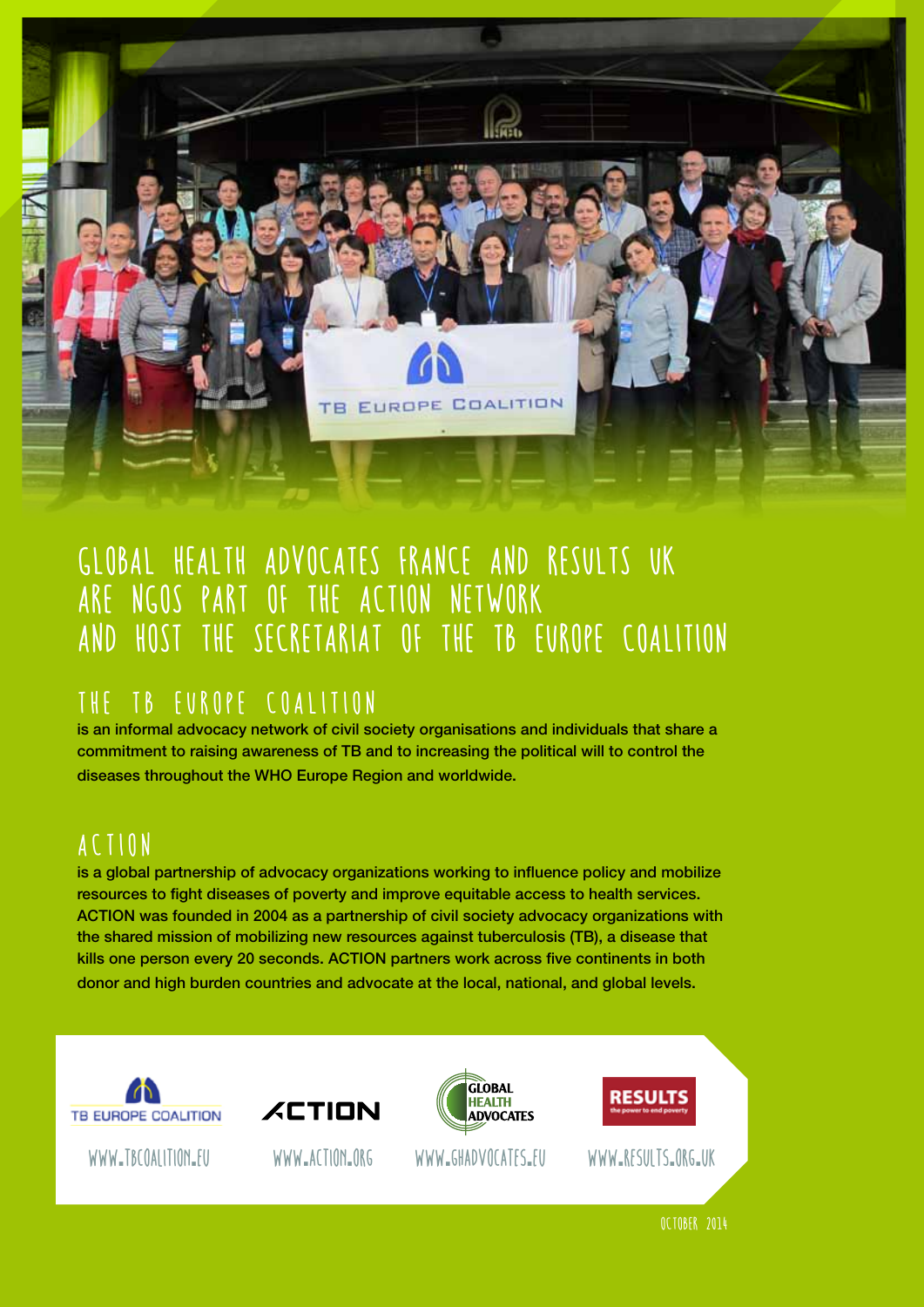# GLOBAL HEALTH ADVOCATES FRANCE AND RESULTS UK ARE NGOS PART OF THE ACTION NETWORK AND HOST THE SECRETARIAT OF THE TB EUROPE COALITION

## THE TB EUROPE COALITION

is an informal advocacy network of civil society organisations and individuals that share a commitment to raising awareness of TB and to increasing the political will to control the diseases throughout the WHO Europe Region and worldwide.

## ACTION

is a global partnership of advocacy organizations working to influence policy and mobilize resources to fight diseases of poverty and improve equitable access to health services. ACTION was founded in 2004 as a partnership of civil society advocacy organizations with the shared mission of mobilizing new resources against tuberculosis (TB), a disease that kills one person every 20 seconds. ACTION partners work across five continents in both donor and high burden countries and advocate at the local, national, and global levels.

TB EUROPE COALITION — WWW.TBCOALITION.EU

ACTION — WWW.ACTION.ORG

GLOBAL HEALTH ADVOCATES — WWW.GHADVOCATES.EU

RESULTS the power to end poverty — WWW.RESULTS.ORG.UK

OCTOBER 2014